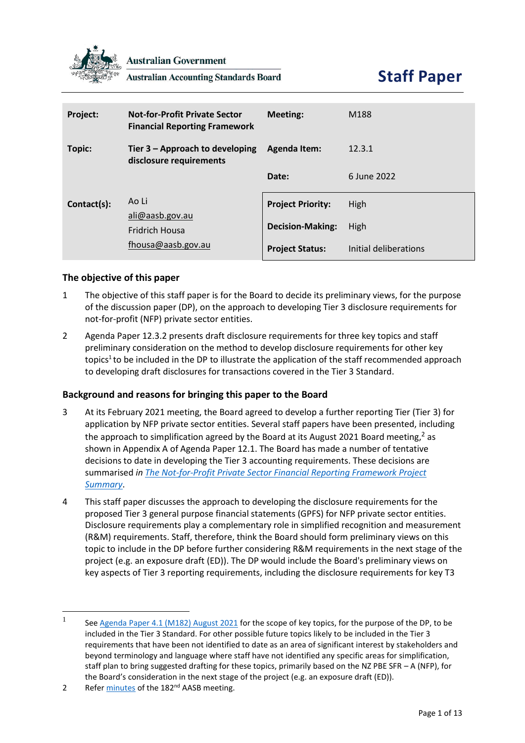Australian Government

Australian Accounting Standards Board

# Staff Paper

| | | | |
|---|---|---|---|
| **Project:** | **Not-for-Profit Private Sector Financial Reporting Framework** | **Meeting:** | M188 |
| **Topic:** | **Tier 3 – Approach to developing disclosure requirements** | **Agenda Item:** | 12.3.1 |
| | | **Date:** | 6 June 2022 |
| **Contact(s):** | Ao Li<br>ali@aasb.gov.au<br>Fridrich Housa<br>fhousa@aasb.gov.au | **Project Priority:** | High |
| | | **Decision-Making:** | High |
| | | **Project Status:** | Initial deliberations |

## The objective of this paper

1 The objective of this staff paper is for the Board to decide its preliminary views, for the purpose of the discussion paper (DP), on the approach to developing Tier 3 disclosure requirements for not-for-profit (NFP) private sector entities.

2 Agenda Paper 12.3.2 presents draft disclosure requirements for three key topics and staff preliminary consideration on the method to develop disclosure requirements for other key topics[1] to be included in the DP to illustrate the application of the staff recommended approach to developing draft disclosures for transactions covered in the Tier 3 Standard.

## Background and reasons for bringing this paper to the Board

3 At its February 2021 meeting, the Board agreed to develop a further reporting Tier (Tier 3) for application by NFP private sector entities. Several staff papers have been presented, including the approach to simplification agreed by the Board at its August 2021 Board meeting,[2] as shown in Appendix A of Agenda Paper 12.1. The Board has made a number of tentative decisions to date in developing the Tier 3 accounting requirements. These decisions are summarised *in [The Not-for-Profit Private Sector Financial Reporting Framework Project Summary](#)*.

4 This staff paper discusses the approach to developing the disclosure requirements for the proposed Tier 3 general purpose financial statements (GPFS) for NFP private sector entities. Disclosure requirements play a complementary role in simplified recognition and measurement (R&M) requirements. Staff, therefore, think the Board should form preliminary views on this topic to include in the DP before further considering R&M requirements in the next stage of the project (e.g. an exposure draft (ED)). The DP would include the Board's preliminary views on key aspects of Tier 3 reporting requirements, including the disclosure requirements for key T3

---

[1] See [Agenda Paper 4.1 (M182) August 2021](#) for the scope of key topics, for the purpose of the DP, to be included in the Tier 3 Standard. For other possible future topics likely to be included in the Tier 3 requirements that have been not identified to date as an area of significant interest by stakeholders and beyond terminology and language where staff have not identified any specific areas for simplification, staff plan to bring suggested drafting for these topics, primarily based on the NZ PBE SFR – A (NFP), for the Board's consideration in the next stage of the project (e.g. an exposure draft (ED)).

[2] Refer [minutes](#) of the 182nd AASB meeting.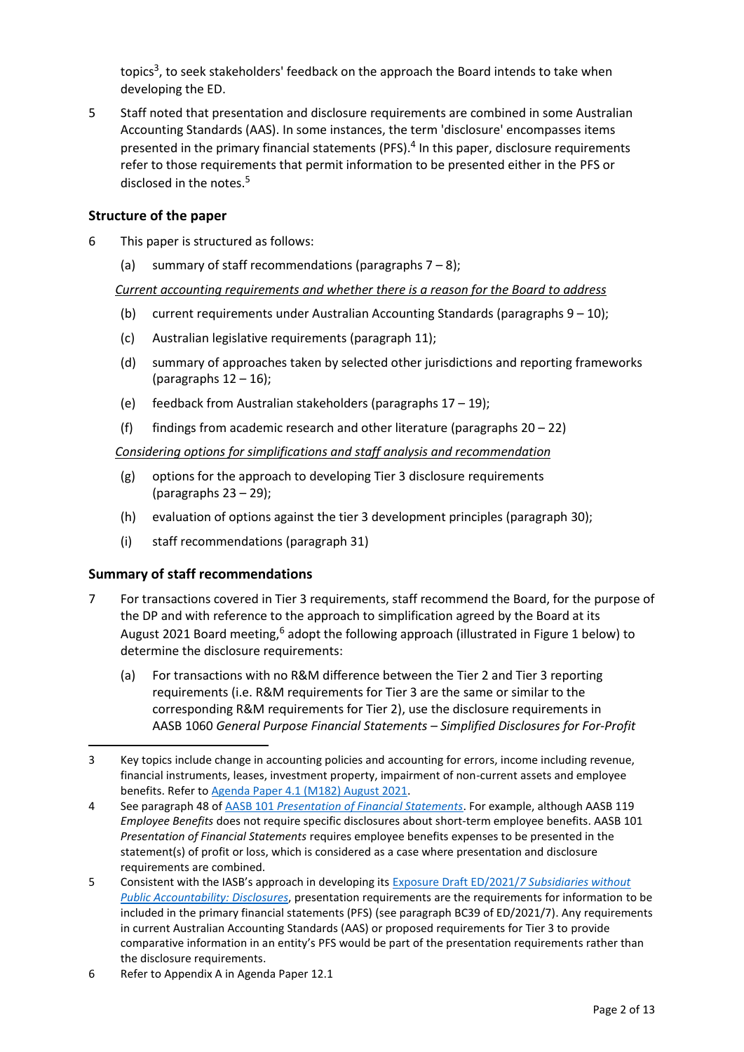topics[3], to seek stakeholders' feedback on the approach the Board intends to take when developing the ED.

5 Staff noted that presentation and disclosure requirements are combined in some Australian Accounting Standards (AAS). In some instances, the term 'disclosure' encompasses items presented in the primary financial statements (PFS).[4] In this paper, disclosure requirements refer to those requirements that permit information to be presented either in the PFS or disclosed in the notes.[5]

## Structure of the paper

6 This paper is structured as follows:

(a) summary of staff recommendations (paragraphs 7 – 8);

*Current accounting requirements and whether there is a reason for the Board to address*

(b) current requirements under Australian Accounting Standards (paragraphs 9 – 10);

(c) Australian legislative requirements (paragraph 11);

(d) summary of approaches taken by selected other jurisdictions and reporting frameworks (paragraphs 12 – 16);

(e) feedback from Australian stakeholders (paragraphs 17 – 19);

(f) findings from academic research and other literature (paragraphs 20 – 22)

*Considering options for simplifications and staff analysis and recommendation*

(g) options for the approach to developing Tier 3 disclosure requirements (paragraphs 23 – 29);

(h) evaluation of options against the tier 3 development principles (paragraph 30);

(i) staff recommendations (paragraph 31)

## Summary of staff recommendations

7 For transactions covered in Tier 3 requirements, staff recommend the Board, for the purpose of the DP and with reference to the approach to simplification agreed by the Board at its August 2021 Board meeting,[6] adopt the following approach (illustrated in Figure 1 below) to determine the disclosure requirements:

(a) For transactions with no R&M difference between the Tier 2 and Tier 3 reporting requirements (i.e. R&M requirements for Tier 3 are the same or similar to the corresponding R&M requirements for Tier 2), use the disclosure requirements in AASB 1060 *General Purpose Financial Statements – Simplified Disclosures for For-Profit*

---

3 Key topics include change in accounting policies and accounting for errors, income including revenue, financial instruments, leases, investment property, impairment of non-current assets and employee benefits. Refer to Agenda Paper 4.1 (M182) August 2021.

4 See paragraph 48 of AASB 101 *Presentation of Financial Statements*. For example, although AASB 119 *Employee Benefits* does not require specific disclosures about short-term employee benefits. AASB 101 *Presentation of Financial Statements* requires employee benefits expenses to be presented in the statement(s) of profit or loss, which is considered as a case where presentation and disclosure requirements are combined.

5 Consistent with the IASB's approach in developing its Exposure Draft ED/2021/7 *Subsidiaries without Public Accountability: Disclosures*, presentation requirements are the requirements for information to be included in the primary financial statements (PFS) (see paragraph BC39 of ED/2021/7). Any requirements in current Australian Accounting Standards (AAS) or proposed requirements for Tier 3 to provide comparative information in an entity's PFS would be part of the presentation requirements rather than the disclosure requirements.

6 Refer to Appendix A in Agenda Paper 12.1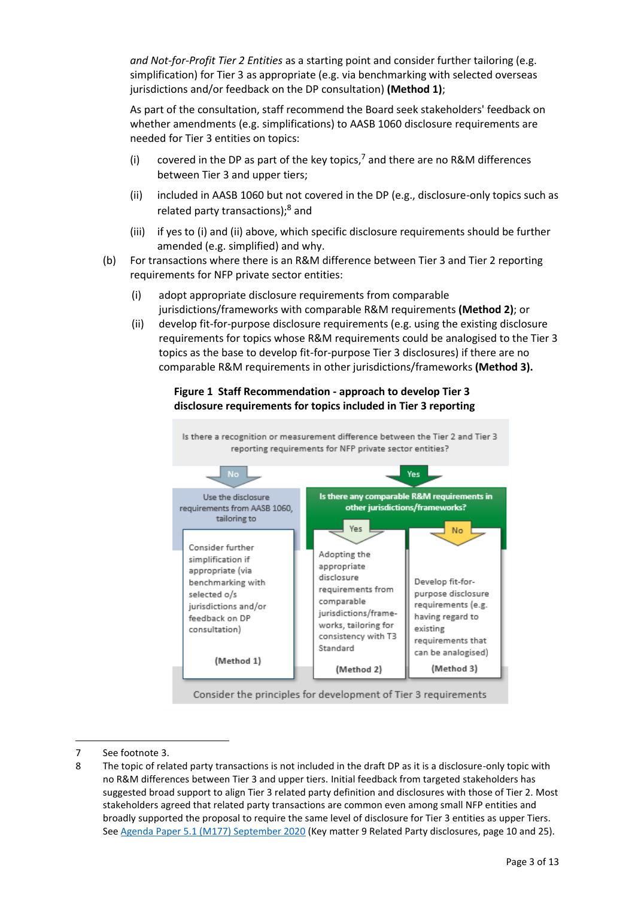*and Not-for-Profit Tier 2 Entities* as a starting point and consider further tailoring (e.g. simplification) for Tier 3 as appropriate (e.g. via benchmarking with selected overseas jurisdictions and/or feedback on the DP consultation) **(Method 1)**;

As part of the consultation, staff recommend the Board seek stakeholders' feedback on whether amendments (e.g. simplifications) to AASB 1060 disclosure requirements are needed for Tier 3 entities on topics:

(i) covered in the DP as part of the key topics,[7] and there are no R&M differences between Tier 3 and upper tiers;

(ii) included in AASB 1060 but not covered in the DP (e.g., disclosure-only topics such as related party transactions);[8] and

(iii) if yes to (i) and (ii) above, which specific disclosure requirements should be further amended (e.g. simplified) and why.

(b) For transactions where there is an R&M difference between Tier 3 and Tier 2 reporting requirements for NFP private sector entities:

(i) adopt appropriate disclosure requirements from comparable jurisdictions/frameworks with comparable R&M requirements **(Method 2)**; or

(ii) develop fit-for-purpose disclosure requirements (e.g. using the existing disclosure requirements for topics whose R&M requirements could be analogised to the Tier 3 topics as the base to develop fit-for-purpose Tier 3 disclosures) if there are no comparable R&M requirements in other jurisdictions/frameworks **(Method 3).**

**Figure 1 Staff Recommendation - approach to develop Tier 3 disclosure requirements for topics included in Tier 3 reporting**

Is there a recognition or measurement difference between the Tier 2 and Tier 3 reporting requirements for NFP private sector entities?

- **No** → Use the disclosure requirements from AASB 1060, tailoring to
  - Consider further simplification if appropriate (via benchmarking with selected o/s jurisdictions and/or feedback on DP consultation) **(Method 1)**
- **Yes** → Is there any comparable R&M requirements in other jurisdictions/frameworks?
  - **Yes** → Adopting the appropriate disclosure requirements from comparable jurisdictions/frame-works, tailoring for consistency with T3 Standard **(Method 2)**
  - **No** → Develop fit-for-purpose disclosure requirements (e.g. having regard to existing requirements that can be analogised) **(Method 3)**

Consider the principles for development of Tier 3 requirements

---

7 See footnote 3.

8 The topic of related party transactions is not included in the draft DP as it is a disclosure-only topic with no R&M differences between Tier 3 and upper tiers. Initial feedback from targeted stakeholders has suggested broad support to align Tier 3 related party definition and disclosures with those of Tier 2. Most stakeholders agreed that related party transactions are common even among small NFP entities and broadly supported the proposal to require the same level of disclosure for Tier 3 entities as upper Tiers. See Agenda Paper 5.1 (M177) September 2020 (Key matter 9 Related Party disclosures, page 10 and 25).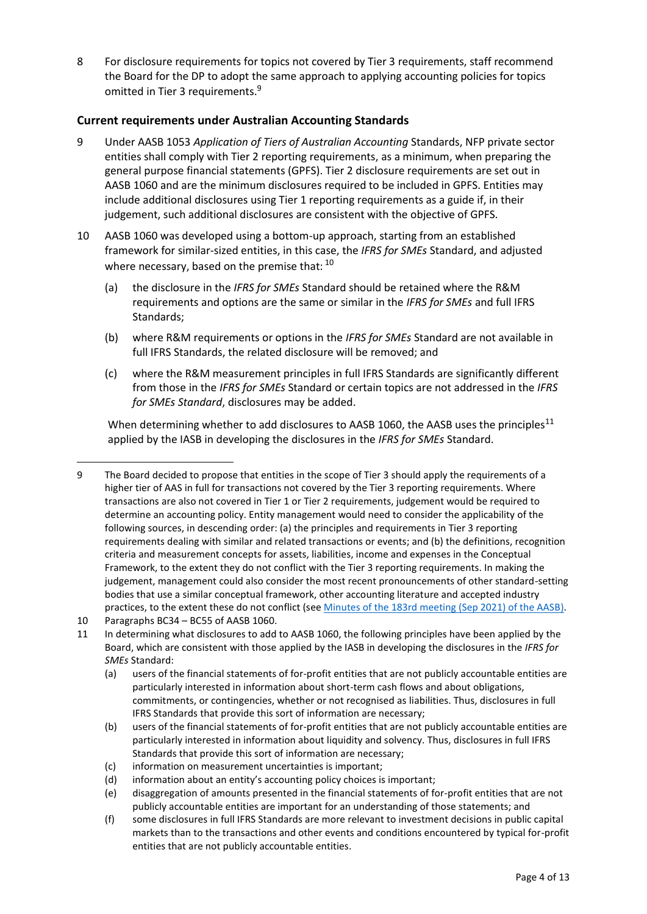8 For disclosure requirements for topics not covered by Tier 3 requirements, staff recommend the Board for the DP to adopt the same approach to applying accounting policies for topics omitted in Tier 3 requirements.[9]

## Current requirements under Australian Accounting Standards

9 Under AASB 1053 *Application of Tiers of Australian Accounting* Standards, NFP private sector entities shall comply with Tier 2 reporting requirements, as a minimum, when preparing the general purpose financial statements (GPFS). Tier 2 disclosure requirements are set out in AASB 1060 and are the minimum disclosures required to be included in GPFS. Entities may include additional disclosures using Tier 1 reporting requirements as a guide if, in their judgement, such additional disclosures are consistent with the objective of GPFS.

10 AASB 1060 was developed using a bottom-up approach, starting from an established framework for similar-sized entities, in this case, the *IFRS for SMEs* Standard, and adjusted where necessary, based on the premise that: [10]

(a) the disclosure in the *IFRS for SMEs* Standard should be retained where the R&M requirements and options are the same or similar in the *IFRS for SMEs* and full IFRS Standards;

(b) where R&M requirements or options in the *IFRS for SMEs* Standard are not available in full IFRS Standards, the related disclosure will be removed; and

(c) where the R&M measurement principles in full IFRS Standards are significantly different from those in the *IFRS for SMEs* Standard or certain topics are not addressed in the *IFRS for SMEs Standard*, disclosures may be added.

When determining whether to add disclosures to AASB 1060, the AASB uses the principles[11] applied by the IASB in developing the disclosures in the *IFRS for SMEs* Standard.

---

9 The Board decided to propose that entities in the scope of Tier 3 should apply the requirements of a higher tier of AAS in full for transactions not covered by the Tier 3 reporting requirements. Where transactions are also not covered in Tier 1 or Tier 2 requirements, judgement would be required to determine an accounting policy. Entity management would need to consider the applicability of the following sources, in descending order: (a) the principles and requirements in Tier 3 reporting requirements dealing with similar and related transactions or events; and (b) the definitions, recognition criteria and measurement concepts for assets, liabilities, income and expenses in the Conceptual Framework, to the extent they do not conflict with the Tier 3 reporting requirements. In making the judgement, management could also consider the most recent pronouncements of other standard-setting bodies that use a similar conceptual framework, other accounting literature and accepted industry practices, to the extent these do not conflict (see Minutes of the 183rd meeting (Sep 2021) of the AASB).

10 Paragraphs BC34 – BC55 of AASB 1060.

11 In determining what disclosures to add to AASB 1060, the following principles have been applied by the Board, which are consistent with those applied by the IASB in developing the disclosures in the *IFRS for SMEs* Standard:

(a) users of the financial statements of for-profit entities that are not publicly accountable entities are particularly interested in information about short-term cash flows and about obligations, commitments, or contingencies, whether or not recognised as liabilities. Thus, disclosures in full IFRS Standards that provide this sort of information are necessary;

(b) users of the financial statements of for-profit entities that are not publicly accountable entities are particularly interested in information about liquidity and solvency. Thus, disclosures in full IFRS Standards that provide this sort of information are necessary;

(c) information on measurement uncertainties is important;

(d) information about an entity's accounting policy choices is important;

(e) disaggregation of amounts presented in the financial statements of for-profit entities that are not publicly accountable entities are important for an understanding of those statements; and

(f) some disclosures in full IFRS Standards are more relevant to investment decisions in public capital markets than to the transactions and other events and conditions encountered by typical for-profit entities that are not publicly accountable entities.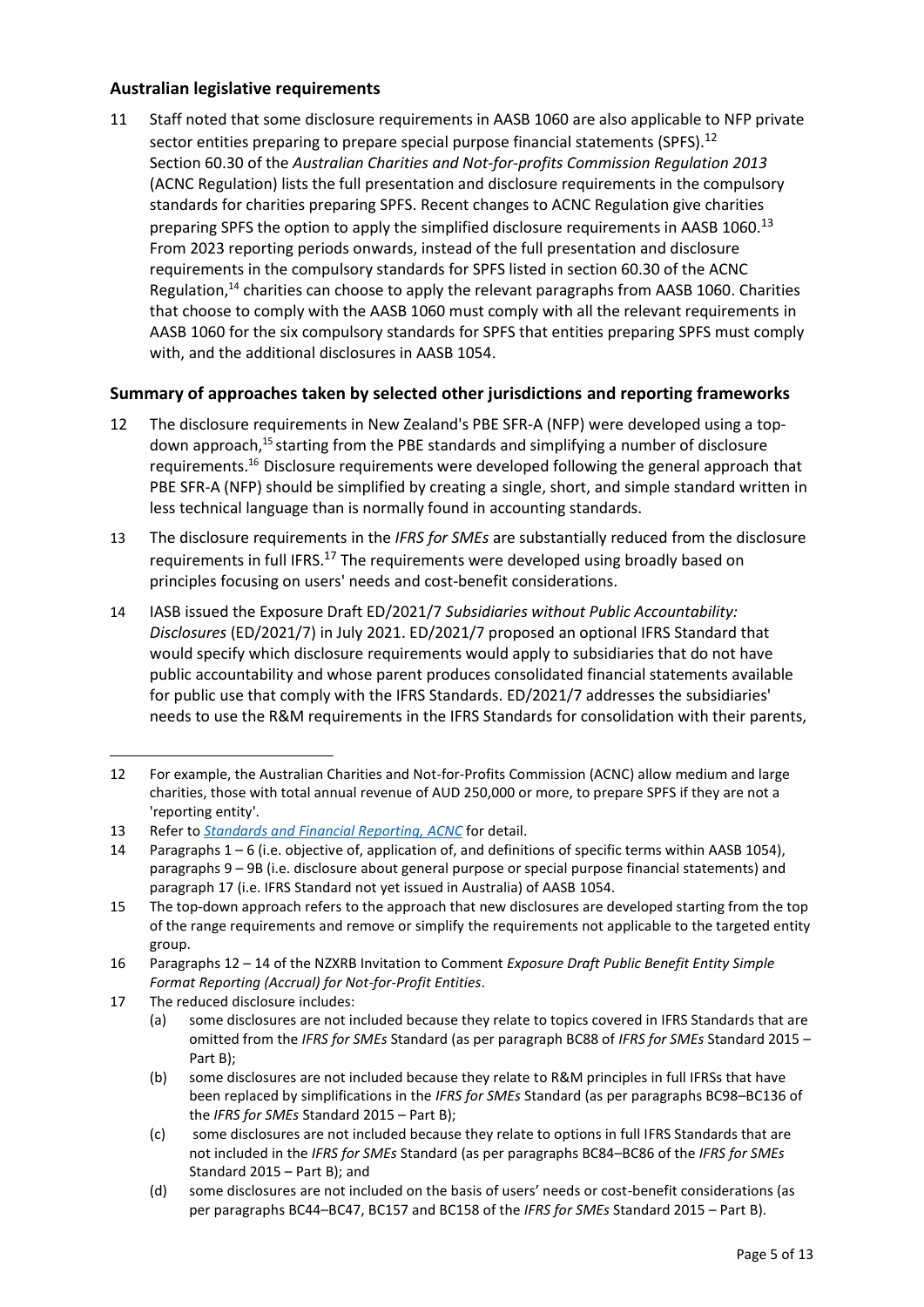## Australian legislative requirements

11 Staff noted that some disclosure requirements in AASB 1060 are also applicable to NFP private sector entities preparing to prepare special purpose financial statements (SPFS).[12] Section 60.30 of the *Australian Charities and Not-for-profits Commission Regulation 2013* (ACNC Regulation) lists the full presentation and disclosure requirements in the compulsory standards for charities preparing SPFS. Recent changes to ACNC Regulation give charities preparing SPFS the option to apply the simplified disclosure requirements in AASB 1060.[13] From 2023 reporting periods onwards, instead of the full presentation and disclosure requirements in the compulsory standards for SPFS listed in section 60.30 of the ACNC Regulation,[14] charities can choose to apply the relevant paragraphs from AASB 1060. Charities that choose to comply with the AASB 1060 must comply with all the relevant requirements in AASB 1060 for the six compulsory standards for SPFS that entities preparing SPFS must comply with, and the additional disclosures in AASB 1054.

## Summary of approaches taken by selected other jurisdictions and reporting frameworks

12 The disclosure requirements in New Zealand's PBE SFR-A (NFP) were developed using a top-down approach,[15] starting from the PBE standards and simplifying a number of disclosure requirements.[16] Disclosure requirements were developed following the general approach that PBE SFR-A (NFP) should be simplified by creating a single, short, and simple standard written in less technical language than is normally found in accounting standards.

13 The disclosure requirements in the *IFRS for SMEs* are substantially reduced from the disclosure requirements in full IFRS.[17] The requirements were developed using broadly based on principles focusing on users' needs and cost-benefit considerations.

14 IASB issued the Exposure Draft ED/2021/7 *Subsidiaries without Public Accountability: Disclosures* (ED/2021/7) in July 2021. ED/2021/7 proposed an optional IFRS Standard that would specify which disclosure requirements would apply to subsidiaries that do not have public accountability and whose parent produces consolidated financial statements available for public use that comply with the IFRS Standards. ED/2021/7 addresses the subsidiaries' needs to use the R&M requirements in the IFRS Standards for consolidation with their parents,

---

12 For example, the Australian Charities and Not-for-Profits Commission (ACNC) allow medium and large charities, those with total annual revenue of AUD 250,000 or more, to prepare SPFS if they are not a 'reporting entity'.

13 Refer to *Standards and Financial Reporting, ACNC* for detail.

14 Paragraphs 1 – 6 (i.e. objective of, application of, and definitions of specific terms within AASB 1054), paragraphs 9 – 9B (i.e. disclosure about general purpose or special purpose financial statements) and paragraph 17 (i.e. IFRS Standard not yet issued in Australia) of AASB 1054.

15 The top-down approach refers to the approach that new disclosures are developed starting from the top of the range requirements and remove or simplify the requirements not applicable to the targeted entity group.

16 Paragraphs 12 – 14 of the NZXRB Invitation to Comment *Exposure Draft Public Benefit Entity Simple Format Reporting (Accrual) for Not-for-Profit Entities*.

17 The reduced disclosure includes:

(a) some disclosures are not included because they relate to topics covered in IFRS Standards that are omitted from the *IFRS for SMEs* Standard (as per paragraph BC88 of *IFRS for SMEs* Standard 2015 – Part B);

(b) some disclosures are not included because they relate to R&M principles in full IFRSs that have been replaced by simplifications in the *IFRS for SMEs* Standard (as per paragraphs BC98–BC136 of the *IFRS for SMEs* Standard 2015 – Part B);

(c) some disclosures are not included because they relate to options in full IFRS Standards that are not included in the *IFRS for SMEs* Standard (as per paragraphs BC84–BC86 of the *IFRS for SMEs* Standard 2015 – Part B); and

(d) some disclosures are not included on the basis of users' needs or cost-benefit considerations (as per paragraphs BC44–BC47, BC157 and BC158 of the *IFRS for SMEs* Standard 2015 – Part B).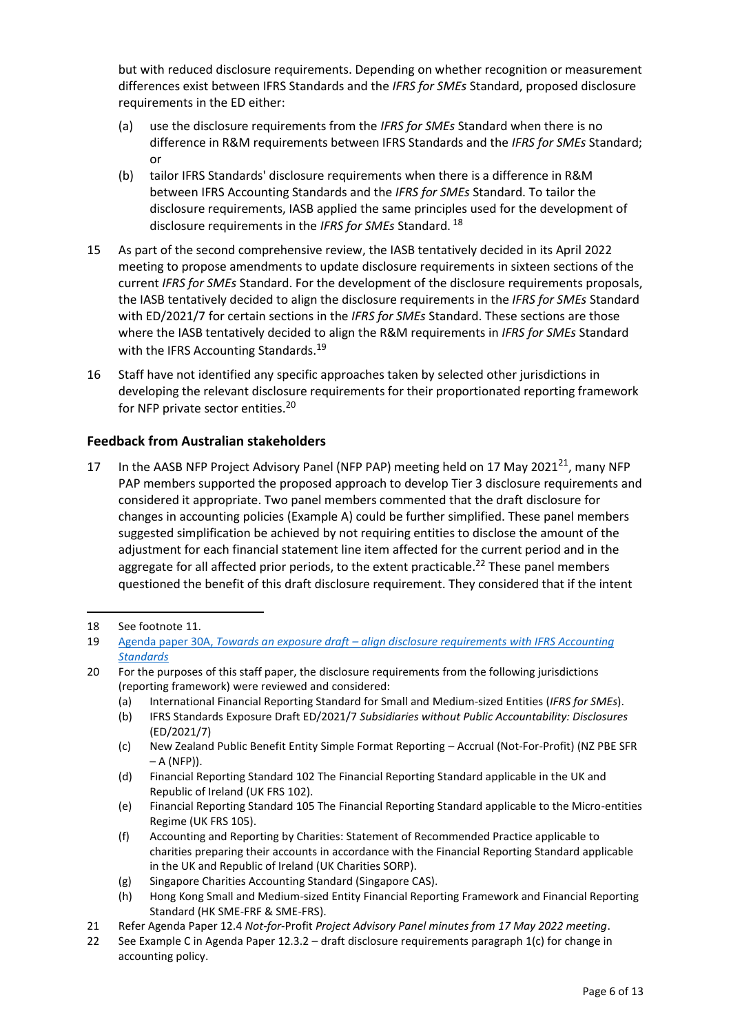but with reduced disclosure requirements. Depending on whether recognition or measurement differences exist between IFRS Standards and the *IFRS for SMEs* Standard, proposed disclosure requirements in the ED either:

(a) use the disclosure requirements from the *IFRS for SMEs* Standard when there is no difference in R&M requirements between IFRS Standards and the *IFRS for SMEs* Standard; or

(b) tailor IFRS Standards' disclosure requirements when there is a difference in R&M between IFRS Accounting Standards and the *IFRS for SMEs* Standard. To tailor the disclosure requirements, IASB applied the same principles used for the development of disclosure requirements in the *IFRS for SMEs* Standard. [18]

15 As part of the second comprehensive review, the IASB tentatively decided in its April 2022 meeting to propose amendments to update disclosure requirements in sixteen sections of the current *IFRS for SMEs* Standard. For the development of the disclosure requirements proposals, the IASB tentatively decided to align the disclosure requirements in the *IFRS for SMEs* Standard with ED/2021/7 for certain sections in the *IFRS for SMEs* Standard. These sections are those where the IASB tentatively decided to align the R&M requirements in *IFRS for SMEs* Standard with the IFRS Accounting Standards.[19]

16 Staff have not identified any specific approaches taken by selected other jurisdictions in developing the relevant disclosure requirements for their proportionated reporting framework for NFP private sector entities.[20]

## Feedback from Australian stakeholders

17 In the AASB NFP Project Advisory Panel (NFP PAP) meeting held on 17 May 2021[21], many NFP PAP members supported the proposed approach to develop Tier 3 disclosure requirements and considered it appropriate. Two panel members commented that the draft disclosure for changes in accounting policies (Example A) could be further simplified. These panel members suggested simplification be achieved by not requiring entities to disclose the amount of the adjustment for each financial statement line item affected for the current period and in the aggregate for all affected prior periods, to the extent practicable.[22] These panel members questioned the benefit of this draft disclosure requirement. They considered that if the intent

---

18 See footnote 11.

19 Agenda paper 30A, *Towards an exposure draft – align disclosure requirements with IFRS Accounting Standards*

20 For the purposes of this staff paper, the disclosure requirements from the following jurisdictions (reporting framework) were reviewed and considered:

(a) International Financial Reporting Standard for Small and Medium-sized Entities (*IFRS for SMEs*).

(b) IFRS Standards Exposure Draft ED/2021/7 *Subsidiaries without Public Accountability: Disclosures* (ED/2021/7)

(c) New Zealand Public Benefit Entity Simple Format Reporting – Accrual (Not-For-Profit) (NZ PBE SFR – A (NFP)).

(d) Financial Reporting Standard 102 The Financial Reporting Standard applicable in the UK and Republic of Ireland (UK FRS 102).

(e) Financial Reporting Standard 105 The Financial Reporting Standard applicable to the Micro-entities Regime (UK FRS 105).

(f) Accounting and Reporting by Charities: Statement of Recommended Practice applicable to charities preparing their accounts in accordance with the Financial Reporting Standard applicable in the UK and Republic of Ireland (UK Charities SORP).

(g) Singapore Charities Accounting Standard (Singapore CAS).

(h) Hong Kong Small and Medium-sized Entity Financial Reporting Framework and Financial Reporting Standard (HK SME-FRF & SME-FRS).

21 Refer Agenda Paper 12.4 *Not-for-*Profit *Project Advisory Panel minutes from 17 May 2022 meeting*.

22 See Example C in Agenda Paper 12.3.2 – draft disclosure requirements paragraph 1(c) for change in accounting policy.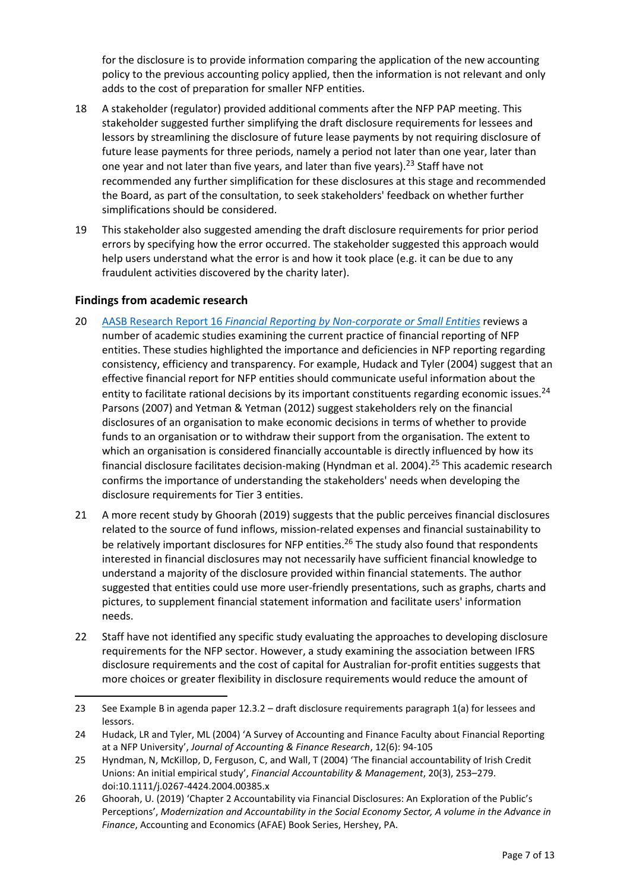for the disclosure is to provide information comparing the application of the new accounting policy to the previous accounting policy applied, then the information is not relevant and only adds to the cost of preparation for smaller NFP entities.

18 A stakeholder (regulator) provided additional comments after the NFP PAP meeting. This stakeholder suggested further simplifying the draft disclosure requirements for lessees and lessors by streamlining the disclosure of future lease payments by not requiring disclosure of future lease payments for three periods, namely a period not later than one year, later than one year and not later than five years, and later than five years).[23] Staff have not recommended any further simplification for these disclosures at this stage and recommended the Board, as part of the consultation, to seek stakeholders' feedback on whether further simplifications should be considered.

19 This stakeholder also suggested amending the draft disclosure requirements for prior period errors by specifying how the error occurred. The stakeholder suggested this approach would help users understand what the error is and how it took place (e.g. it can be due to any fraudulent activities discovered by the charity later).

## Findings from academic research

20 AASB Research Report 16 *Financial Reporting by Non-corporate or Small Entities* reviews a number of academic studies examining the current practice of financial reporting of NFP entities. These studies highlighted the importance and deficiencies in NFP reporting regarding consistency, efficiency and transparency. For example, Hudack and Tyler (2004) suggest that an effective financial report for NFP entities should communicate useful information about the entity to facilitate rational decisions by its important constituents regarding economic issues.[24] Parsons (2007) and Yetman & Yetman (2012) suggest stakeholders rely on the financial disclosures of an organisation to make economic decisions in terms of whether to provide funds to an organisation or to withdraw their support from the organisation. The extent to which an organisation is considered financially accountable is directly influenced by how its financial disclosure facilitates decision-making (Hyndman et al. 2004).[25] This academic research confirms the importance of understanding the stakeholders' needs when developing the disclosure requirements for Tier 3 entities.

21 A more recent study by Ghoorah (2019) suggests that the public perceives financial disclosures related to the source of fund inflows, mission-related expenses and financial sustainability to be relatively important disclosures for NFP entities.[26] The study also found that respondents interested in financial disclosures may not necessarily have sufficient financial knowledge to understand a majority of the disclosure provided within financial statements. The author suggested that entities could use more user-friendly presentations, such as graphs, charts and pictures, to supplement financial statement information and facilitate users' information needs.

22 Staff have not identified any specific study evaluating the approaches to developing disclosure requirements for the NFP sector. However, a study examining the association between IFRS disclosure requirements and the cost of capital for Australian for-profit entities suggests that more choices or greater flexibility in disclosure requirements would reduce the amount of

---

23 See Example B in agenda paper 12.3.2 – draft disclosure requirements paragraph 1(a) for lessees and lessors.

24 Hudack, LR and Tyler, ML (2004) 'A Survey of Accounting and Finance Faculty about Financial Reporting at a NFP University', *Journal of Accounting & Finance Research*, 12(6): 94-105

25 Hyndman, N, McKillop, D, Ferguson, C, and Wall, T (2004) 'The financial accountability of Irish Credit Unions: An initial empirical study', *Financial Accountability & Management*, 20(3), 253–279. doi:10.1111/j.0267-4424.2004.00385.x

26 Ghoorah, U. (2019) 'Chapter 2 Accountability via Financial Disclosures: An Exploration of the Public's Perceptions', *Modernization and Accountability in the Social Economy Sector, A volume in the Advance in Finance*, Accounting and Economics (AFAE) Book Series, Hershey, PA.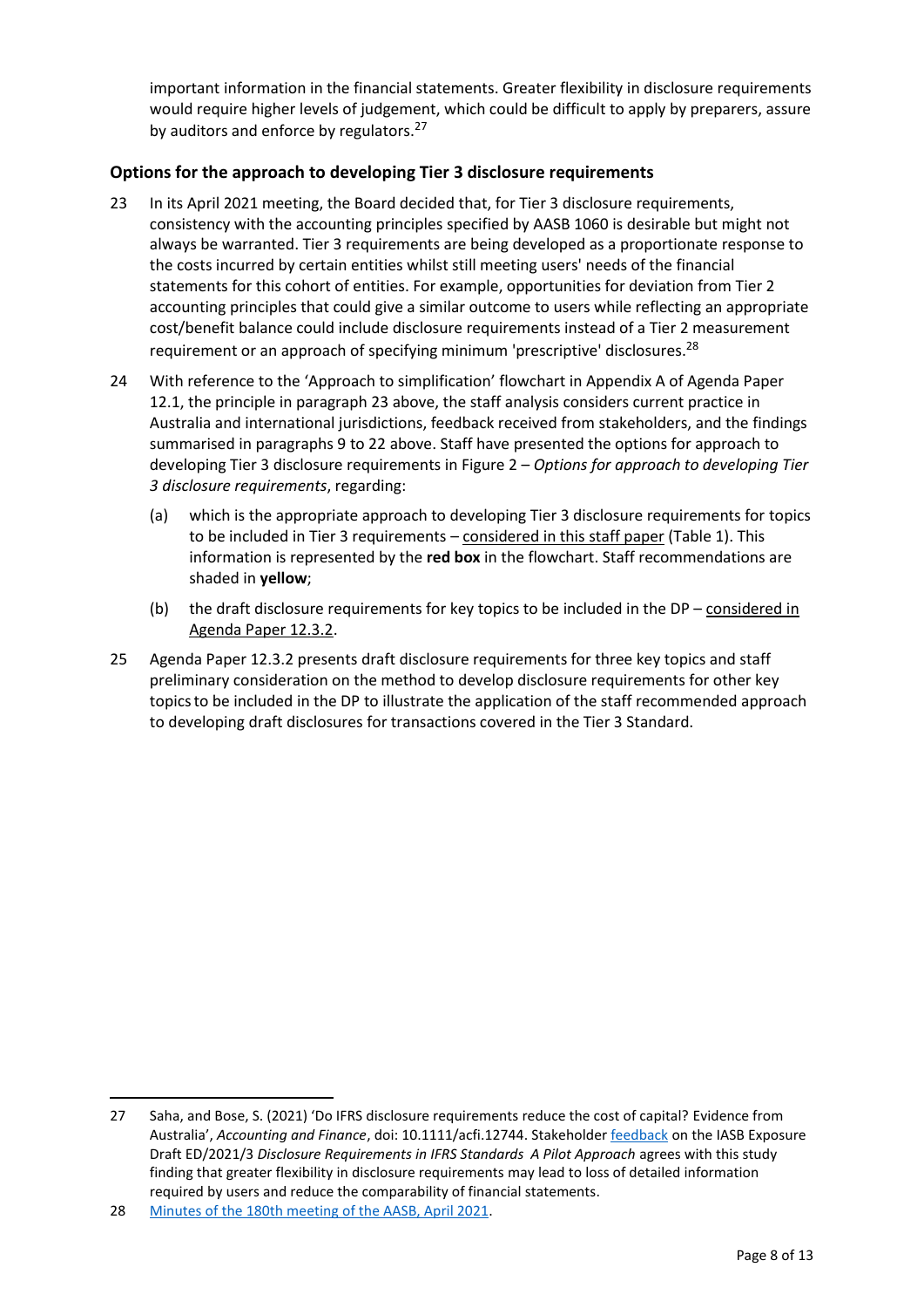important information in the financial statements. Greater flexibility in disclosure requirements would require higher levels of judgement, which could be difficult to apply by preparers, assure by auditors and enforce by regulators.[27]

### Options for the approach to developing Tier 3 disclosure requirements

23 In its April 2021 meeting, the Board decided that, for Tier 3 disclosure requirements, consistency with the accounting principles specified by AASB 1060 is desirable but might not always be warranted. Tier 3 requirements are being developed as a proportionate response to the costs incurred by certain entities whilst still meeting users' needs of the financial statements for this cohort of entities. For example, opportunities for deviation from Tier 2 accounting principles that could give a similar outcome to users while reflecting an appropriate cost/benefit balance could include disclosure requirements instead of a Tier 2 measurement requirement or an approach of specifying minimum 'prescriptive' disclosures.[28]

24 With reference to the 'Approach to simplification' flowchart in Appendix A of Agenda Paper 12.1, the principle in paragraph 23 above, the staff analysis considers current practice in Australia and international jurisdictions, feedback received from stakeholders, and the findings summarised in paragraphs 9 to 22 above. Staff have presented the options for approach to developing Tier 3 disclosure requirements in Figure 2 – *Options for approach to developing Tier 3 disclosure requirements*, regarding:

   (a) which is the appropriate approach to developing Tier 3 disclosure requirements for topics to be included in Tier 3 requirements – considered in this staff paper (Table 1). This information is represented by the **red box** in the flowchart. Staff recommendations are shaded in **yellow**;

   (b) the draft disclosure requirements for key topics to be included in the DP – considered in Agenda Paper 12.3.2.

25 Agenda Paper 12.3.2 presents draft disclosure requirements for three key topics and staff preliminary consideration on the method to develop disclosure requirements for other key topics to be included in the DP to illustrate the application of the staff recommended approach to developing draft disclosures for transactions covered in the Tier 3 Standard.

---

27 Saha, and Bose, S. (2021) 'Do IFRS disclosure requirements reduce the cost of capital? Evidence from Australia', *Accounting and Finance*, doi: 10.1111/acfi.12744. Stakeholder feedback on the IASB Exposure Draft ED/2021/3 *Disclosure Requirements in IFRS Standards A Pilot Approach* agrees with this study finding that greater flexibility in disclosure requirements may lead to loss of detailed information required by users and reduce the comparability of financial statements.

28 Minutes of the 180th meeting of the AASB, April 2021.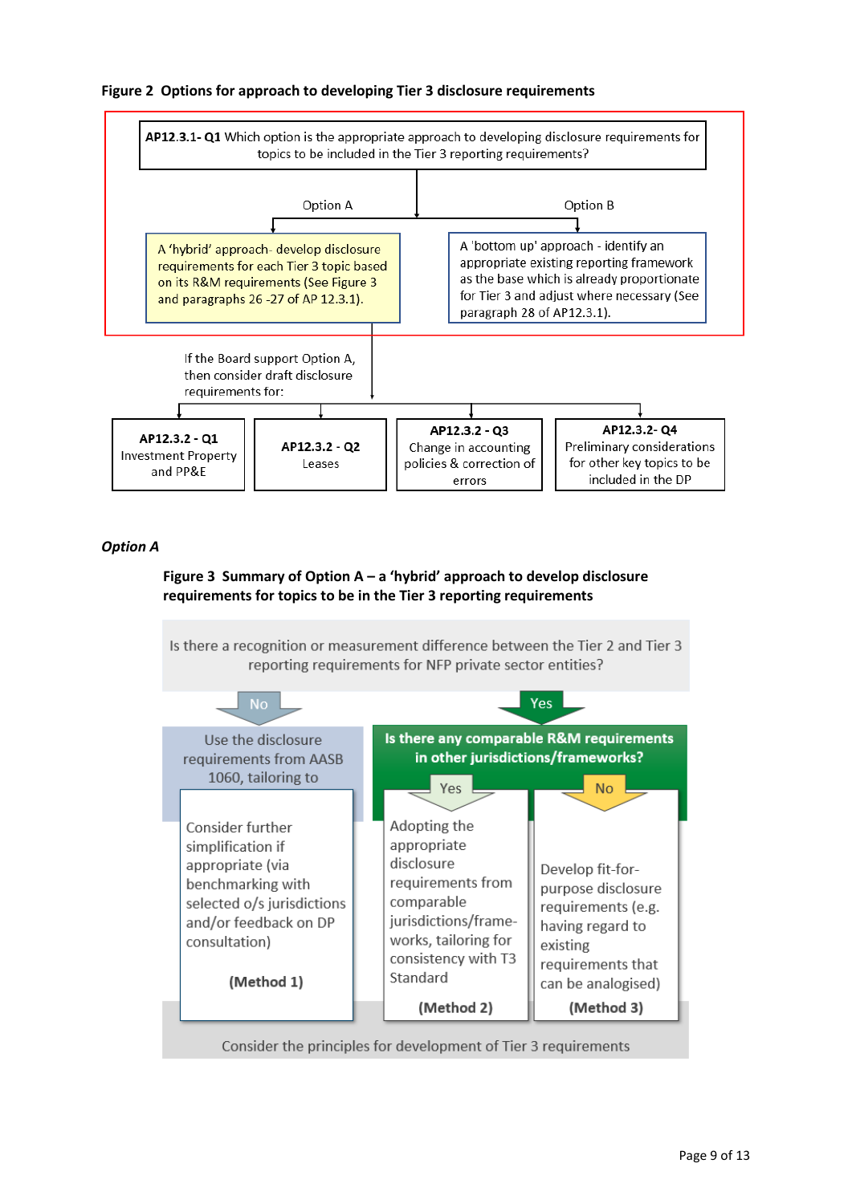**Figure 2 Options for approach to developing Tier 3 disclosure requirements**

**AP12.3.1- Q1** Which option is the appropriate approach to developing disclosure requirements for topics to be included in the Tier 3 reporting requirements?

Option A

A 'hybrid' approach- develop disclosure requirements for each Tier 3 topic based on its R&M requirements (See Figure 3 and paragraphs 26 -27 of AP 12.3.1).

Option B

A 'bottom up' approach - identify an appropriate existing reporting framework as the base which is already proportionate for Tier 3 and adjust where necessary (See paragraph 28 of AP12.3.1).

If the Board support Option A, then consider draft disclosure requirements for:

**AP12.3.2 - Q1** Investment Property and PP&E

**AP12.3.2 - Q2** Leases

**AP12.3.2 - Q3** Change in accounting policies & correction of errors

**AP12.3.2- Q4** Preliminary considerations for other key topics to be included in the DP

***Option A***

**Figure 3 Summary of Option A – a 'hybrid' approach to develop disclosure requirements for topics to be in the Tier 3 reporting requirements**

Is there a recognition or measurement difference between the Tier 2 and Tier 3 reporting requirements for NFP private sector entities?

No

Use the disclosure requirements from AASB 1060, tailoring to

Consider further simplification if appropriate (via benchmarking with selected o/s jurisdictions and/or feedback on DP consultation)

(Method 1)

Yes

**Is there any comparable R&M requirements in other jurisdictions/frameworks?**

Yes

Adopting the appropriate disclosure requirements from comparable jurisdictions/frame-works, tailoring for consistency with T3 Standard

(Method 2)

No

Develop fit-for-purpose disclosure requirements (e.g. having regard to existing requirements that can be analogised)

(Method 3)

Consider the principles for development of Tier 3 requirements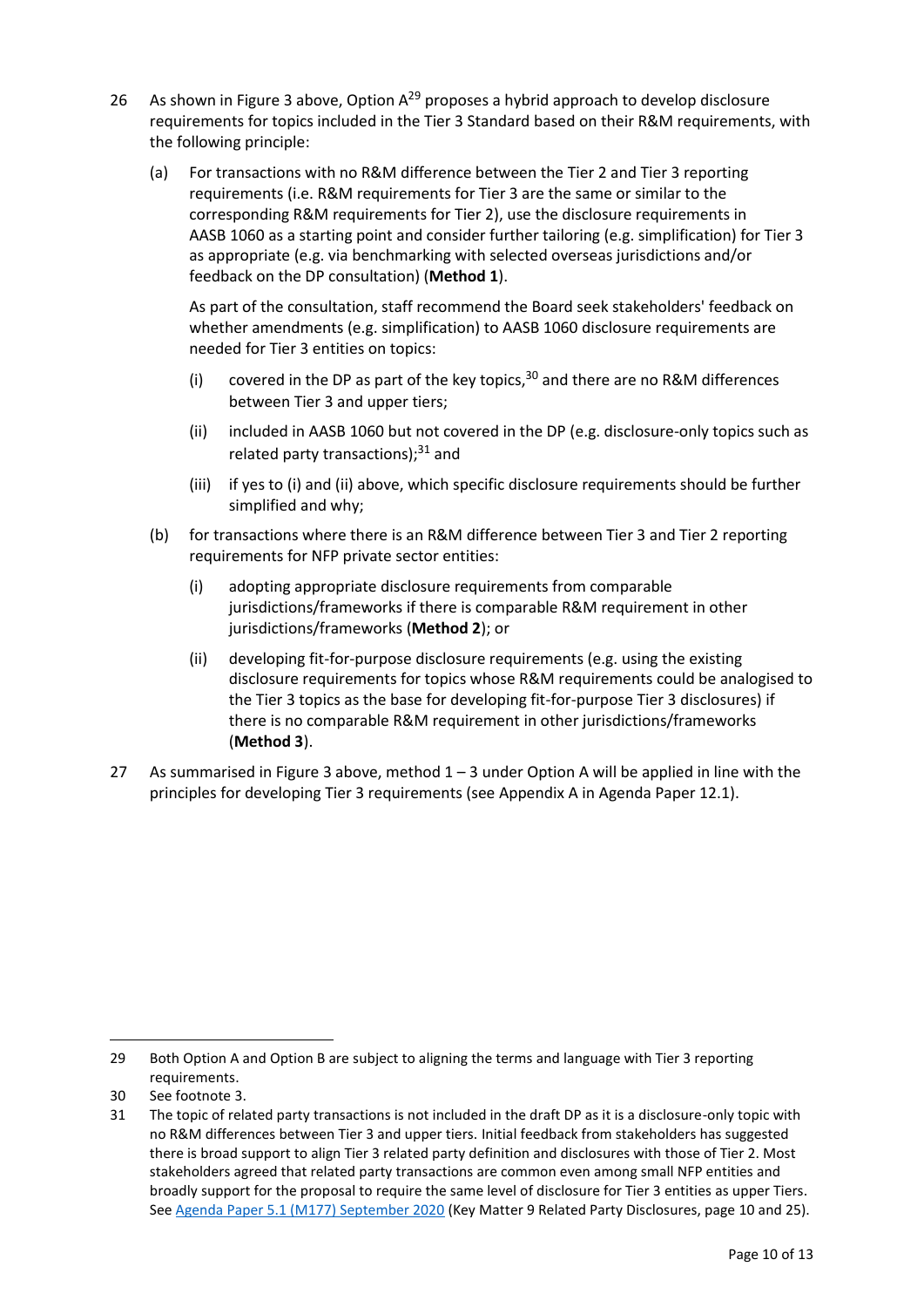26 As shown in Figure 3 above, Option A[29] proposes a hybrid approach to develop disclosure requirements for topics included in the Tier 3 Standard based on their R&M requirements, with the following principle:

(a) For transactions with no R&M difference between the Tier 2 and Tier 3 reporting requirements (i.e. R&M requirements for Tier 3 are the same or similar to the corresponding R&M requirements for Tier 2), use the disclosure requirements in AASB 1060 as a starting point and consider further tailoring (e.g. simplification) for Tier 3 as appropriate (e.g. via benchmarking with selected overseas jurisdictions and/or feedback on the DP consultation) (**Method 1**).

As part of the consultation, staff recommend the Board seek stakeholders' feedback on whether amendments (e.g. simplification) to AASB 1060 disclosure requirements are needed for Tier 3 entities on topics:

(i) covered in the DP as part of the key topics,[30] and there are no R&M differences between Tier 3 and upper tiers;

(ii) included in AASB 1060 but not covered in the DP (e.g. disclosure-only topics such as related party transactions);[31] and

(iii) if yes to (i) and (ii) above, which specific disclosure requirements should be further simplified and why;

(b) for transactions where there is an R&M difference between Tier 3 and Tier 2 reporting requirements for NFP private sector entities:

(i) adopting appropriate disclosure requirements from comparable jurisdictions/frameworks if there is comparable R&M requirement in other jurisdictions/frameworks (**Method 2**); or

(ii) developing fit-for-purpose disclosure requirements (e.g. using the existing disclosure requirements for topics whose R&M requirements could be analogised to the Tier 3 topics as the base for developing fit-for-purpose Tier 3 disclosures) if there is no comparable R&M requirement in other jurisdictions/frameworks (**Method 3**).

27 As summarised in Figure 3 above, method 1 – 3 under Option A will be applied in line with the principles for developing Tier 3 requirements (see Appendix A in Agenda Paper 12.1).

---

29 Both Option A and Option B are subject to aligning the terms and language with Tier 3 reporting requirements.

30 See footnote 3.

31 The topic of related party transactions is not included in the draft DP as it is a disclosure-only topic with no R&M differences between Tier 3 and upper tiers. Initial feedback from stakeholders has suggested there is broad support to align Tier 3 related party definition and disclosures with those of Tier 2. Most stakeholders agreed that related party transactions are common even among small NFP entities and broadly support for the proposal to require the same level of disclosure for Tier 3 entities as upper Tiers. See Agenda Paper 5.1 (M177) September 2020 (Key Matter 9 Related Party Disclosures, page 10 and 25).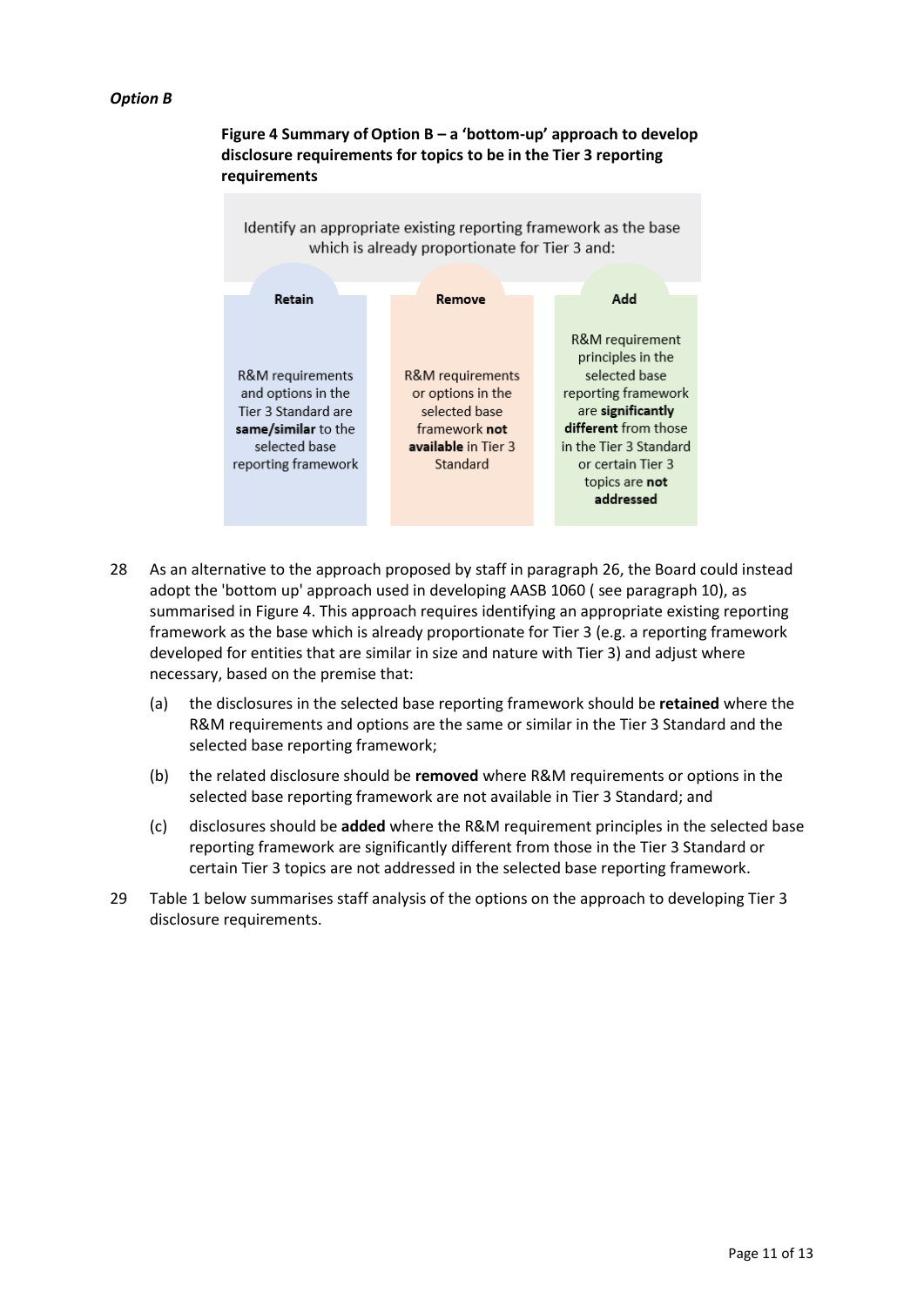*Option B*

**Figure 4 Summary of Option B – a 'bottom-up' approach to develop disclosure requirements for topics to be in the Tier 3 reporting requirements**

Identify an appropriate existing reporting framework as the base which is already proportionate for Tier 3 and:

**Retain**

R&M requirements and options in the Tier 3 Standard are **same/similar** to the selected base reporting framework

**Remove**

R&M requirements or options in the selected base framework **not available** in Tier 3 Standard

**Add**

R&M requirement principles in the selected base reporting framework are **significantly different** from those in the Tier 3 Standard or certain Tier 3 topics are **not addressed**

28 As an alternative to the approach proposed by staff in paragraph 26, the Board could instead adopt the 'bottom up' approach used in developing AASB 1060 ( see paragraph 10), as summarised in Figure 4. This approach requires identifying an appropriate existing reporting framework as the base which is already proportionate for Tier 3 (e.g. a reporting framework developed for entities that are similar in size and nature with Tier 3) and adjust where necessary, based on the premise that:

(a) the disclosures in the selected base reporting framework should be **retained** where the R&M requirements and options are the same or similar in the Tier 3 Standard and the selected base reporting framework;

(b) the related disclosure should be **removed** where R&M requirements or options in the selected base reporting framework are not available in Tier 3 Standard; and

(c) disclosures should be **added** where the R&M requirement principles in the selected base reporting framework are significantly different from those in the Tier 3 Standard or certain Tier 3 topics are not addressed in the selected base reporting framework.

29 Table 1 below summarises staff analysis of the options on the approach to developing Tier 3 disclosure requirements.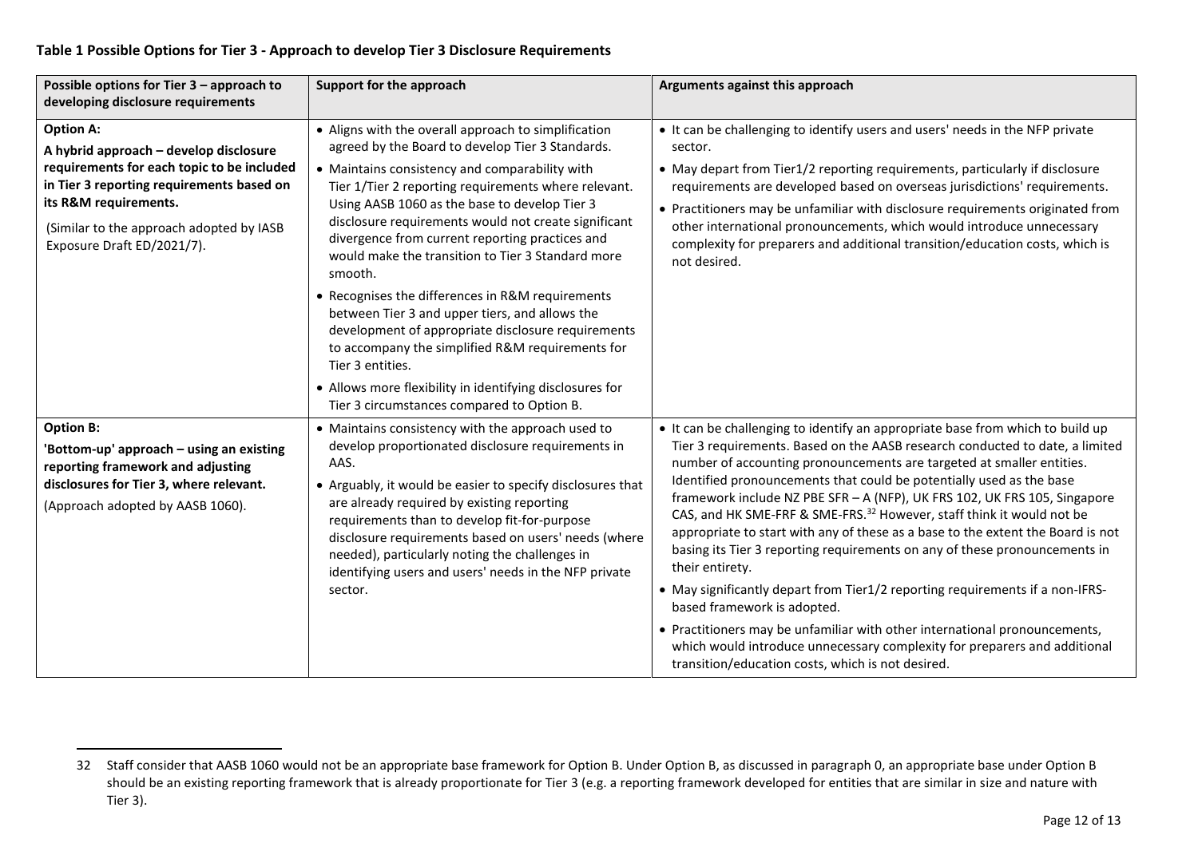**Table 1 Possible Options for Tier 3 - Approach to develop Tier 3 Disclosure Requirements**

| Possible options for Tier 3 – approach to developing disclosure requirements | Support for the approach | Arguments against this approach |
|---|---|---|
| **Option A:** **A hybrid approach – develop disclosure requirements for each topic to be included in Tier 3 reporting requirements based on its R&M requirements.** (Similar to the approach adopted by IASB Exposure Draft ED/2021/7). | • Aligns with the overall approach to simplification agreed by the Board to develop Tier 3 Standards. <br> • Maintains consistency and comparability with Tier 1/Tier 2 reporting requirements where relevant. Using AASB 1060 as the base to develop Tier 3 disclosure requirements would not create significant divergence from current reporting practices and would make the transition to Tier 3 Standard more smooth. <br> • Recognises the differences in R&M requirements between Tier 3 and upper tiers, and allows the development of appropriate disclosure requirements to accompany the simplified R&M requirements for Tier 3 entities. <br> • Allows more flexibility in identifying disclosures for Tier 3 circumstances compared to Option B. | • It can be challenging to identify users and users' needs in the NFP private sector. <br> • May depart from Tier1/2 reporting requirements, particularly if disclosure requirements are developed based on overseas jurisdictions' requirements. <br> • Practitioners may be unfamiliar with disclosure requirements originated from other international pronouncements, which would introduce unnecessary complexity for preparers and additional transition/education costs, which is not desired. |
| **Option B:** **'Bottom-up' approach – using an existing reporting framework and adjusting disclosures for Tier 3, where relevant.** (Approach adopted by AASB 1060). | • Maintains consistency with the approach used to develop proportionated disclosure requirements in AAS. <br> • Arguably, it would be easier to specify disclosures that are already required by existing reporting requirements than to develop fit-for-purpose disclosure requirements based on users' needs (where needed), particularly noting the challenges in identifying users and users' needs in the NFP private sector. | • It can be challenging to identify an appropriate base from which to build up Tier 3 requirements. Based on the AASB research conducted to date, a limited number of accounting pronouncements are targeted at smaller entities. Identified pronouncements that could be potentially used as the base framework include NZ PBE SFR – A (NFP), UK FRS 102, UK FRS 105, Singapore CAS, and HK SME-FRF & SME-FRS.[32] However, staff think it would not be appropriate to start with any of these as a base to the extent the Board is not basing its Tier 3 reporting requirements on any of these pronouncements in their entirety. <br> • May significantly depart from Tier1/2 reporting requirements if a non-IFRS-based framework is adopted. <br> • Practitioners may be unfamiliar with other international pronouncements, which would introduce unnecessary complexity for preparers and additional transition/education costs, which is not desired. |

32 Staff consider that AASB 1060 would not be an appropriate base framework for Option B. Under Option B, as discussed in paragraph 0, an appropriate base under Option B should be an existing reporting framework that is already proportionate for Tier 3 (e.g. a reporting framework developed for entities that are similar in size and nature with Tier 3).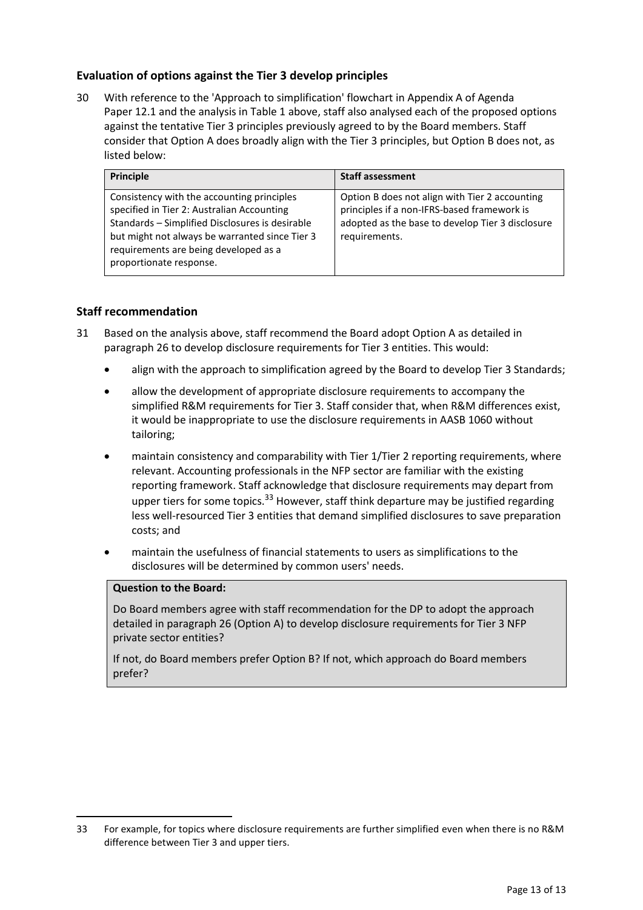### Evaluation of options against the Tier 3 develop principles

30 With reference to the 'Approach to simplification' flowchart in Appendix A of Agenda Paper 12.1 and the analysis in Table 1 above, staff also analysed each of the proposed options against the tentative Tier 3 principles previously agreed to by the Board members. Staff consider that Option A does broadly align with the Tier 3 principles, but Option B does not, as listed below:

| Principle | Staff assessment |
|---|---|
| Consistency with the accounting principles specified in Tier 2: Australian Accounting Standards – Simplified Disclosures is desirable but might not always be warranted since Tier 3 requirements are being developed as a proportionate response. | Option B does not align with Tier 2 accounting principles if a non-IFRS-based framework is adopted as the base to develop Tier 3 disclosure requirements. |

### Staff recommendation

31 Based on the analysis above, staff recommend the Board adopt Option A as detailed in paragraph 26 to develop disclosure requirements for Tier 3 entities. This would:

- align with the approach to simplification agreed by the Board to develop Tier 3 Standards;
- allow the development of appropriate disclosure requirements to accompany the simplified R&M requirements for Tier 3. Staff consider that, when R&M differences exist, it would be inappropriate to use the disclosure requirements in AASB 1060 without tailoring;
- maintain consistency and comparability with Tier 1/Tier 2 reporting requirements, where relevant. Accounting professionals in the NFP sector are familiar with the existing reporting framework. Staff acknowledge that disclosure requirements may depart from upper tiers for some topics.[33] However, staff think departure may be justified regarding less well-resourced Tier 3 entities that demand simplified disclosures to save preparation costs; and
- maintain the usefulness of financial statements to users as simplifications to the disclosures will be determined by common users' needs.

**Question to the Board:**

Do Board members agree with staff recommendation for the DP to adopt the approach detailed in paragraph 26 (Option A) to develop disclosure requirements for Tier 3 NFP private sector entities?

If not, do Board members prefer Option B? If not, which approach do Board members prefer?

---

33 For example, for topics where disclosure requirements are further simplified even when there is no R&M difference between Tier 3 and upper tiers.